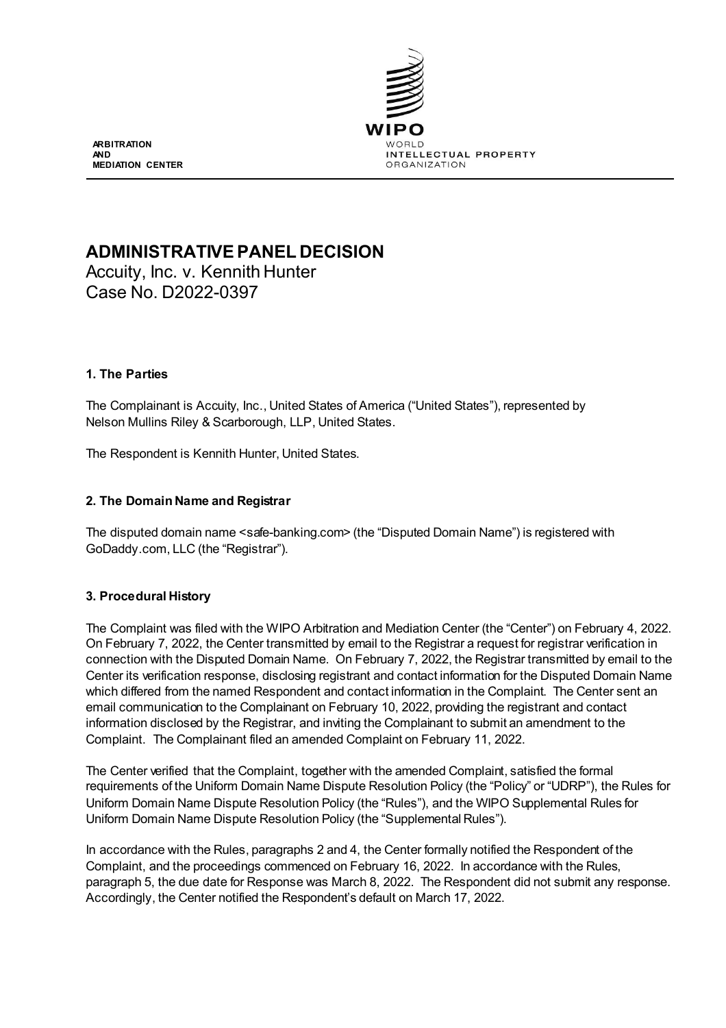**ARBITRATION AND MEDIATION CENTER**

WIPO
WORLD INTELLECTUAL PROPERTY ORGANIZATION

# ADMINISTRATIVE PANEL DECISION

Accuity, Inc. v. Kennith Hunter
Case No. D2022-0397

## 1. The Parties

The Complainant is Accuity, Inc., United States of America ("United States"), represented by Nelson Mullins Riley & Scarborough, LLP, United States.

The Respondent is Kennith Hunter, United States.

## 2. The Domain Name and Registrar

The disputed domain name <safe-banking.com> (the "Disputed Domain Name") is registered with GoDaddy.com, LLC (the "Registrar").

## 3. Procedural History

The Complaint was filed with the WIPO Arbitration and Mediation Center (the "Center") on February 4, 2022. On February 7, 2022, the Center transmitted by email to the Registrar a request for registrar verification in connection with the Disputed Domain Name. On February 7, 2022, the Registrar transmitted by email to the Center its verification response, disclosing registrant and contact information for the Disputed Domain Name which differed from the named Respondent and contact information in the Complaint. The Center sent an email communication to the Complainant on February 10, 2022, providing the registrant and contact information disclosed by the Registrar, and inviting the Complainant to submit an amendment to the Complaint. The Complainant filed an amended Complaint on February 11, 2022.

The Center verified that the Complaint, together with the amended Complaint, satisfied the formal requirements of the Uniform Domain Name Dispute Resolution Policy (the "Policy" or "UDRP"), the Rules for Uniform Domain Name Dispute Resolution Policy (the "Rules"), and the WIPO Supplemental Rules for Uniform Domain Name Dispute Resolution Policy (the "Supplemental Rules").

In accordance with the Rules, paragraphs 2 and 4, the Center formally notified the Respondent of the Complaint, and the proceedings commenced on February 16, 2022. In accordance with the Rules, paragraph 5, the due date for Response was March 8, 2022. The Respondent did not submit any response. Accordingly, the Center notified the Respondent's default on March 17, 2022.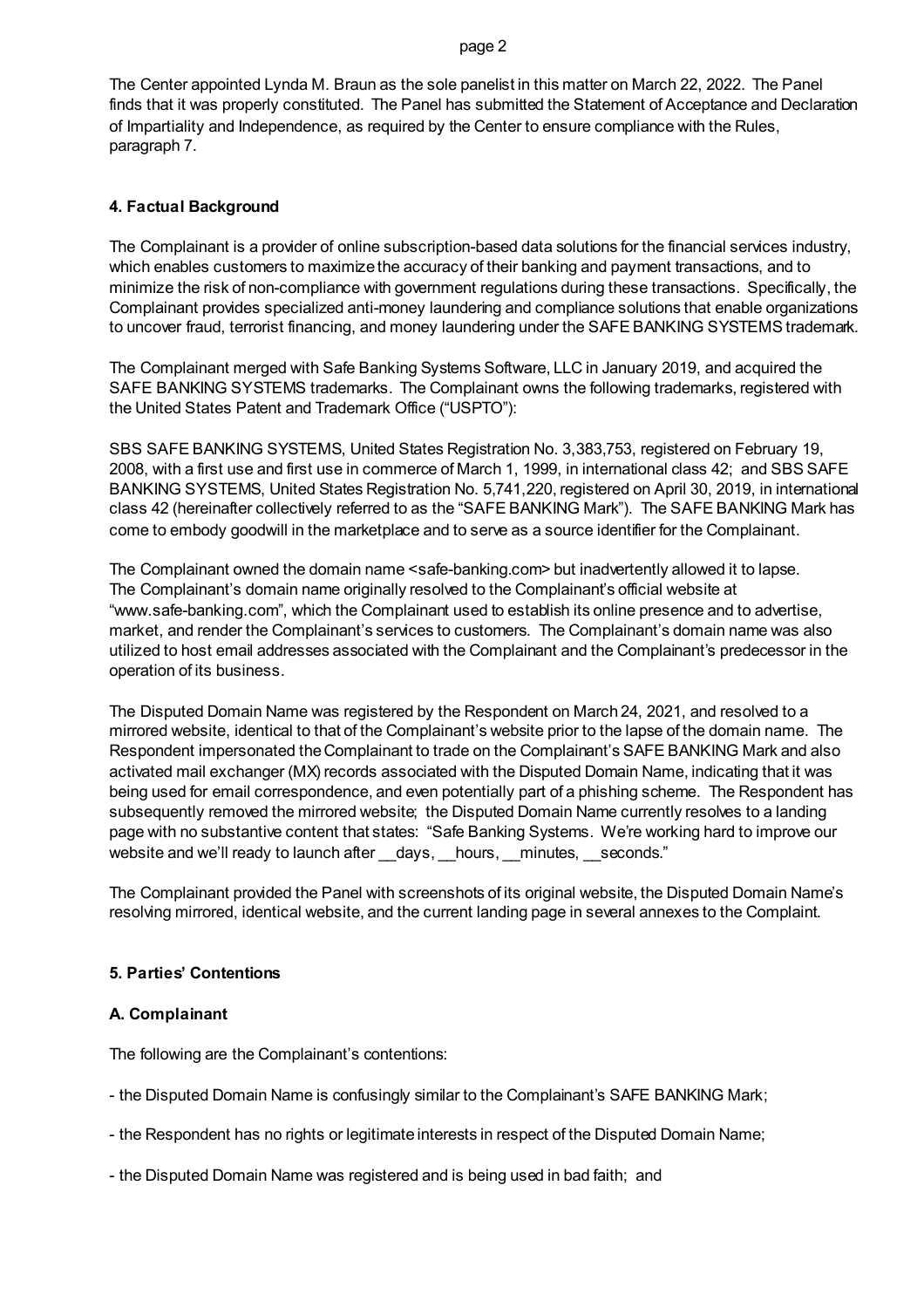The Center appointed Lynda M. Braun as the sole panelist in this matter on March 22, 2022. The Panel finds that it was properly constituted. The Panel has submitted the Statement of Acceptance and Declaration of Impartiality and Independence, as required by the Center to ensure compliance with the Rules, paragraph 7.

## 4. Factual Background

The Complainant is a provider of online subscription-based data solutions for the financial services industry, which enables customers to maximize the accuracy of their banking and payment transactions, and to minimize the risk of non-compliance with government regulations during these transactions. Specifically, the Complainant provides specialized anti-money laundering and compliance solutions that enable organizations to uncover fraud, terrorist financing, and money laundering under the SAFE BANKING SYSTEMS trademark.

The Complainant merged with Safe Banking Systems Software, LLC in January 2019, and acquired the SAFE BANKING SYSTEMS trademarks. The Complainant owns the following trademarks, registered with the United States Patent and Trademark Office ("USPTO"):

SBS SAFE BANKING SYSTEMS, United States Registration No. 3,383,753, registered on February 19, 2008, with a first use and first use in commerce of March 1, 1999, in international class 42; and SBS SAFE BANKING SYSTEMS, United States Registration No. 5,741,220, registered on April 30, 2019, in international class 42 (hereinafter collectively referred to as the "SAFE BANKING Mark"). The SAFE BANKING Mark has come to embody goodwill in the marketplace and to serve as a source identifier for the Complainant.

The Complainant owned the domain name <safe-banking.com> but inadvertently allowed it to lapse. The Complainant's domain name originally resolved to the Complainant's official website at "www.safe-banking.com", which the Complainant used to establish its online presence and to advertise, market, and render the Complainant's services to customers. The Complainant's domain name was also utilized to host email addresses associated with the Complainant and the Complainant's predecessor in the operation of its business.

The Disputed Domain Name was registered by the Respondent on March 24, 2021, and resolved to a mirrored website, identical to that of the Complainant's website prior to the lapse of the domain name. The Respondent impersonated the Complainant to trade on the Complainant's SAFE BANKING Mark and also activated mail exchanger (MX) records associated with the Disputed Domain Name, indicating that it was being used for email correspondence, and even potentially part of a phishing scheme. The Respondent has subsequently removed the mirrored website; the Disputed Domain Name currently resolves to a landing page with no substantive content that states: "Safe Banking Systems. We're working hard to improve our website and we'll ready to launch after __days, __hours, __minutes, __seconds."

The Complainant provided the Panel with screenshots of its original website, the Disputed Domain Name's resolving mirrored, identical website, and the current landing page in several annexes to the Complaint.

## 5. Parties' Contentions

### A. Complainant

The following are the Complainant's contentions:

- the Disputed Domain Name is confusingly similar to the Complainant's SAFE BANKING Mark;

- the Respondent has no rights or legitimate interests in respect of the Disputed Domain Name;

- the Disputed Domain Name was registered and is being used in bad faith; and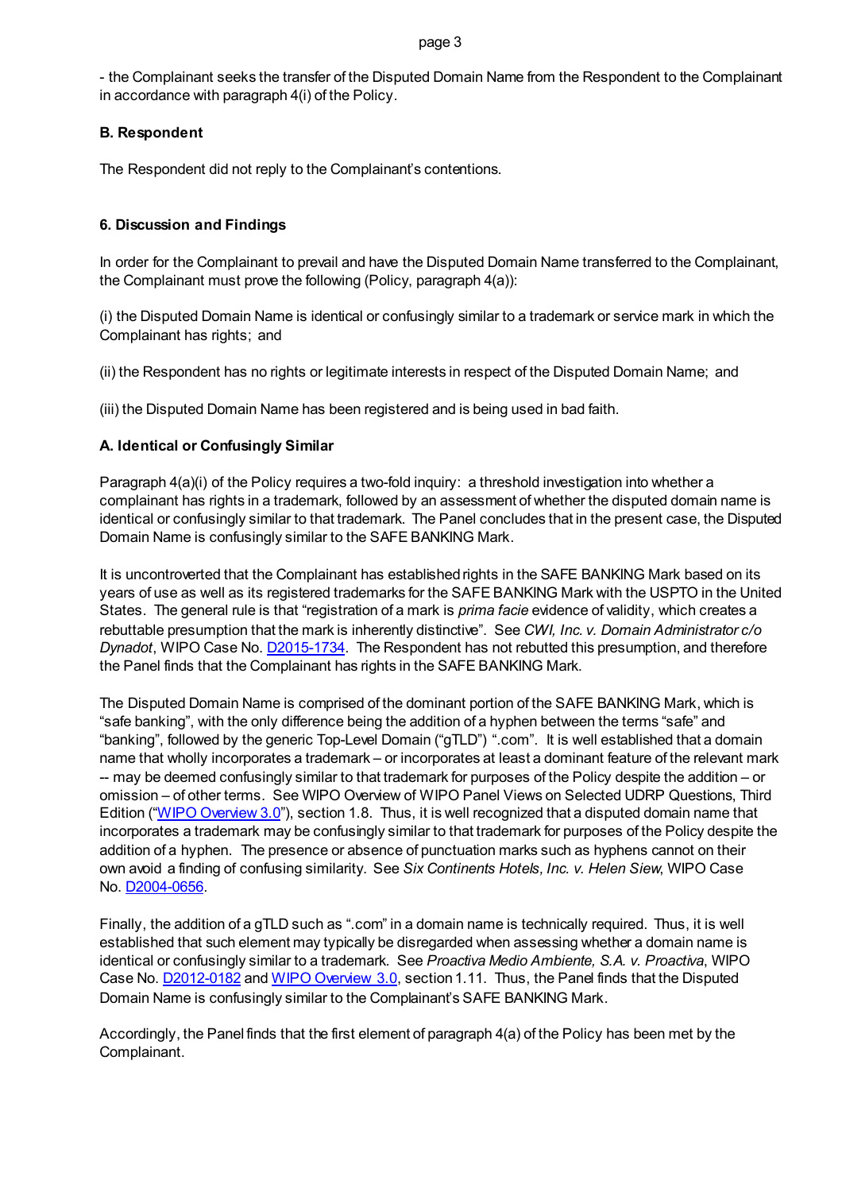- the Complainant seeks the transfer of the Disputed Domain Name from the Respondent to the Complainant in accordance with paragraph 4(i) of the Policy.

**B. Respondent**

The Respondent did not reply to the Complainant's contentions.

**6. Discussion and Findings**

In order for the Complainant to prevail and have the Disputed Domain Name transferred to the Complainant, the Complainant must prove the following (Policy, paragraph 4(a)):

(i) the Disputed Domain Name is identical or confusingly similar to a trademark or service mark in which the Complainant has rights; and

(ii) the Respondent has no rights or legitimate interests in respect of the Disputed Domain Name; and

(iii) the Disputed Domain Name has been registered and is being used in bad faith.

**A. Identical or Confusingly Similar**

Paragraph 4(a)(i) of the Policy requires a two-fold inquiry: a threshold investigation into whether a complainant has rights in a trademark, followed by an assessment of whether the disputed domain name is identical or confusingly similar to that trademark. The Panel concludes that in the present case, the Disputed Domain Name is confusingly similar to the SAFE BANKING Mark.

It is uncontroverted that the Complainant has established rights in the SAFE BANKING Mark based on its years of use as well as its registered trademarks for the SAFE BANKING Mark with the USPTO in the United States. The general rule is that "registration of a mark is *prima facie* evidence of validity, which creates a rebuttable presumption that the mark is inherently distinctive". See *CWI, Inc. v. Domain Administrator c/o Dynadot*, WIPO Case No. D2015-1734. The Respondent has not rebutted this presumption, and therefore the Panel finds that the Complainant has rights in the SAFE BANKING Mark.

The Disputed Domain Name is comprised of the dominant portion of the SAFE BANKING Mark, which is "safe banking", with the only difference being the addition of a hyphen between the terms "safe" and "banking", followed by the generic Top-Level Domain ("gTLD") ".com". It is well established that a domain name that wholly incorporates a trademark – or incorporates at least a dominant feature of the relevant mark -- may be deemed confusingly similar to that trademark for purposes of the Policy despite the addition – or omission – of other terms. See WIPO Overview of WIPO Panel Views on Selected UDRP Questions, Third Edition ("WIPO Overview 3.0"), section 1.8. Thus, it is well recognized that a disputed domain name that incorporates a trademark may be confusingly similar to that trademark for purposes of the Policy despite the addition of a hyphen. The presence or absence of punctuation marks such as hyphens cannot on their own avoid a finding of confusing similarity. See *Six Continents Hotels, Inc. v. Helen Siew*, WIPO Case No. D2004-0656.

Finally, the addition of a gTLD such as ".com" in a domain name is technically required. Thus, it is well established that such element may typically be disregarded when assessing whether a domain name is identical or confusingly similar to a trademark. See *Proactiva Medio Ambiente, S.A. v. Proactiva*, WIPO Case No. D2012-0182 and WIPO Overview 3.0, section 1.11. Thus, the Panel finds that the Disputed Domain Name is confusingly similar to the Complainant's SAFE BANKING Mark.

Accordingly, the Panel finds that the first element of paragraph 4(a) of the Policy has been met by the Complainant.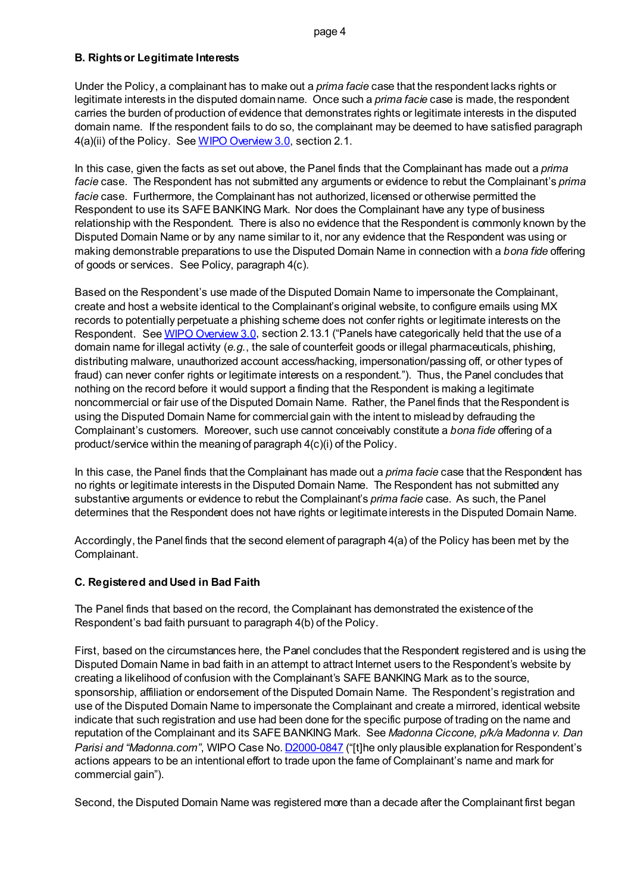### B. Rights or Legitimate Interests

Under the Policy, a complainant has to make out a *prima facie* case that the respondent lacks rights or legitimate interests in the disputed domain name. Once such a *prima facie* case is made, the respondent carries the burden of production of evidence that demonstrates rights or legitimate interests in the disputed domain name. If the respondent fails to do so, the complainant may be deemed to have satisfied paragraph 4(a)(ii) of the Policy. See WIPO Overview 3.0, section 2.1.

In this case, given the facts as set out above, the Panel finds that the Complainant has made out a *prima facie* case. The Respondent has not submitted any arguments or evidence to rebut the Complainant's *prima facie* case. Furthermore, the Complainant has not authorized, licensed or otherwise permitted the Respondent to use its SAFE BANKING Mark. Nor does the Complainant have any type of business relationship with the Respondent. There is also no evidence that the Respondent is commonly known by the Disputed Domain Name or by any name similar to it, nor any evidence that the Respondent was using or making demonstrable preparations to use the Disputed Domain Name in connection with a *bona fide* offering of goods or services. See Policy, paragraph 4(c).

Based on the Respondent's use made of the Disputed Domain Name to impersonate the Complainant, create and host a website identical to the Complainant's original website, to configure emails using MX records to potentially perpetuate a phishing scheme does not confer rights or legitimate interests on the Respondent. See WIPO Overview 3.0, section 2.13.1 ("Panels have categorically held that the use of a domain name for illegal activity (*e.g.*, the sale of counterfeit goods or illegal pharmaceuticals, phishing, distributing malware, unauthorized account access/hacking, impersonation/passing off, or other types of fraud) can never confer rights or legitimate interests on a respondent."). Thus, the Panel concludes that nothing on the record before it would support a finding that the Respondent is making a legitimate noncommercial or fair use of the Disputed Domain Name. Rather, the Panel finds that the Respondent is using the Disputed Domain Name for commercial gain with the intent to mislead by defrauding the Complainant's customers. Moreover, such use cannot conceivably constitute a *bona fide* offering of a product/service within the meaning of paragraph 4(c)(i) of the Policy.

In this case, the Panel finds that the Complainant has made out a *prima facie* case that the Respondent has no rights or legitimate interests in the Disputed Domain Name. The Respondent has not submitted any substantive arguments or evidence to rebut the Complainant's *prima facie* case. As such, the Panel determines that the Respondent does not have rights or legitimate interests in the Disputed Domain Name.

Accordingly, the Panel finds that the second element of paragraph 4(a) of the Policy has been met by the Complainant.

### C. Registered and Used in Bad Faith

The Panel finds that based on the record, the Complainant has demonstrated the existence of the Respondent's bad faith pursuant to paragraph 4(b) of the Policy.

First, based on the circumstances here, the Panel concludes that the Respondent registered and is using the Disputed Domain Name in bad faith in an attempt to attract Internet users to the Respondent's website by creating a likelihood of confusion with the Complainant's SAFE BANKING Mark as to the source, sponsorship, affiliation or endorsement of the Disputed Domain Name. The Respondent's registration and use of the Disputed Domain Name to impersonate the Complainant and create a mirrored, identical website indicate that such registration and use had been done for the specific purpose of trading on the name and reputation of the Complainant and its SAFE BANKING Mark. See *Madonna Ciccone, p/k/a Madonna v. Dan Parisi and "Madonna.com"*, WIPO Case No. D2000-0847 ("[t]he only plausible explanation for Respondent's actions appears to be an intentional effort to trade upon the fame of Complainant's name and mark for commercial gain").

Second, the Disputed Domain Name was registered more than a decade after the Complainant first began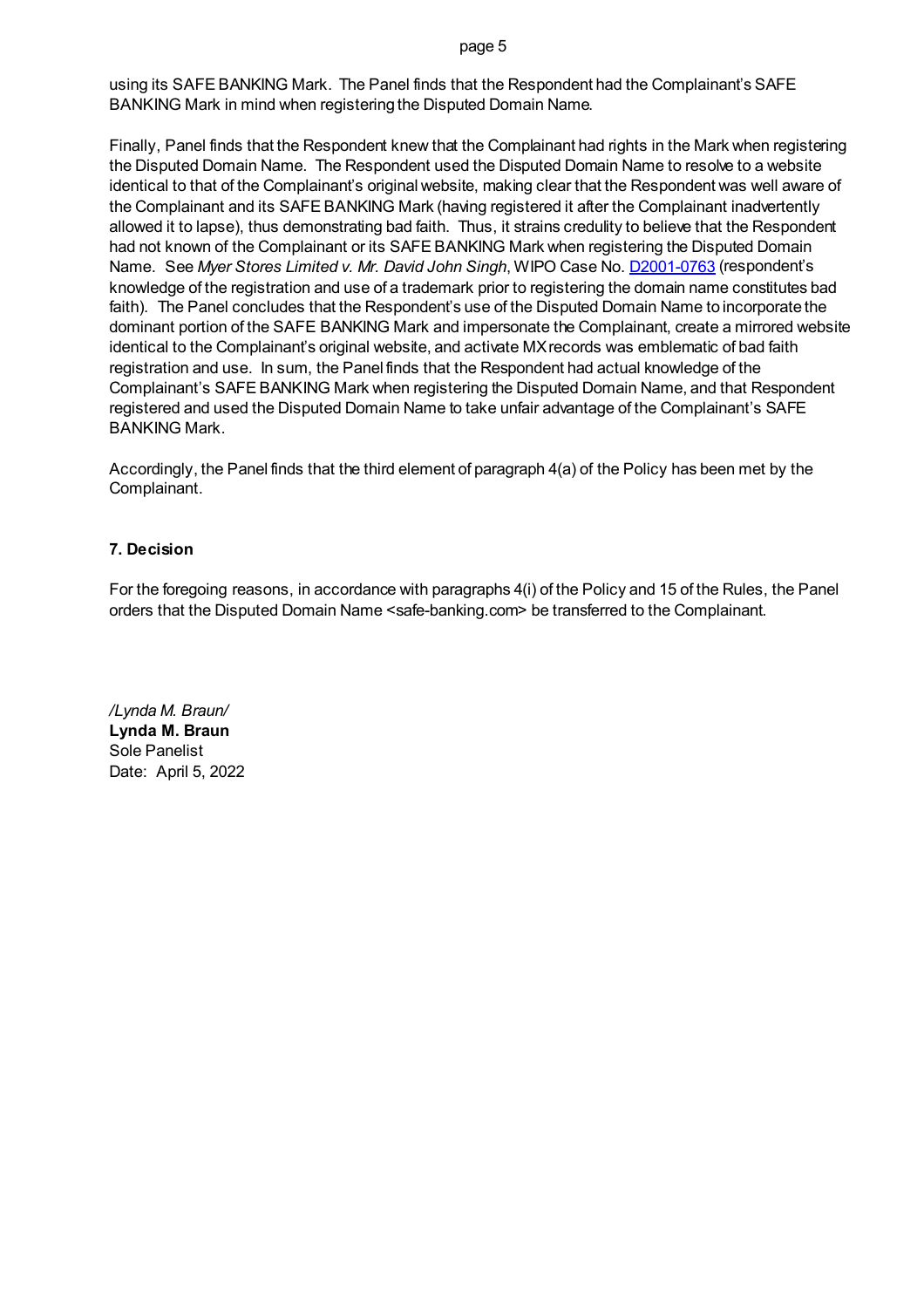using its SAFE BANKING Mark. The Panel finds that the Respondent had the Complainant's SAFE BANKING Mark in mind when registering the Disputed Domain Name.

Finally, Panel finds that the Respondent knew that the Complainant had rights in the Mark when registering the Disputed Domain Name. The Respondent used the Disputed Domain Name to resolve to a website identical to that of the Complainant's original website, making clear that the Respondent was well aware of the Complainant and its SAFE BANKING Mark (having registered it after the Complainant inadvertently allowed it to lapse), thus demonstrating bad faith. Thus, it strains credulity to believe that the Respondent had not known of the Complainant or its SAFE BANKING Mark when registering the Disputed Domain Name. See *Myer Stores Limited v. Mr. David John Singh*, WIPO Case No. D2001-0763 (respondent's knowledge of the registration and use of a trademark prior to registering the domain name constitutes bad faith). The Panel concludes that the Respondent's use of the Disputed Domain Name to incorporate the dominant portion of the SAFE BANKING Mark and impersonate the Complainant, create a mirrored website identical to the Complainant's original website, and activate MX records was emblematic of bad faith registration and use. In sum, the Panel finds that the Respondent had actual knowledge of the Complainant's SAFE BANKING Mark when registering the Disputed Domain Name, and that Respondent registered and used the Disputed Domain Name to take unfair advantage of the Complainant's SAFE BANKING Mark.

Accordingly, the Panel finds that the third element of paragraph 4(a) of the Policy has been met by the Complainant.

**7. Decision**

For the foregoing reasons, in accordance with paragraphs 4(i) of the Policy and 15 of the Rules, the Panel orders that the Disputed Domain Name <safe-banking.com> be transferred to the Complainant.

*/Lynda M. Braun/*
**Lynda M. Braun**
Sole Panelist
Date: April 5, 2022